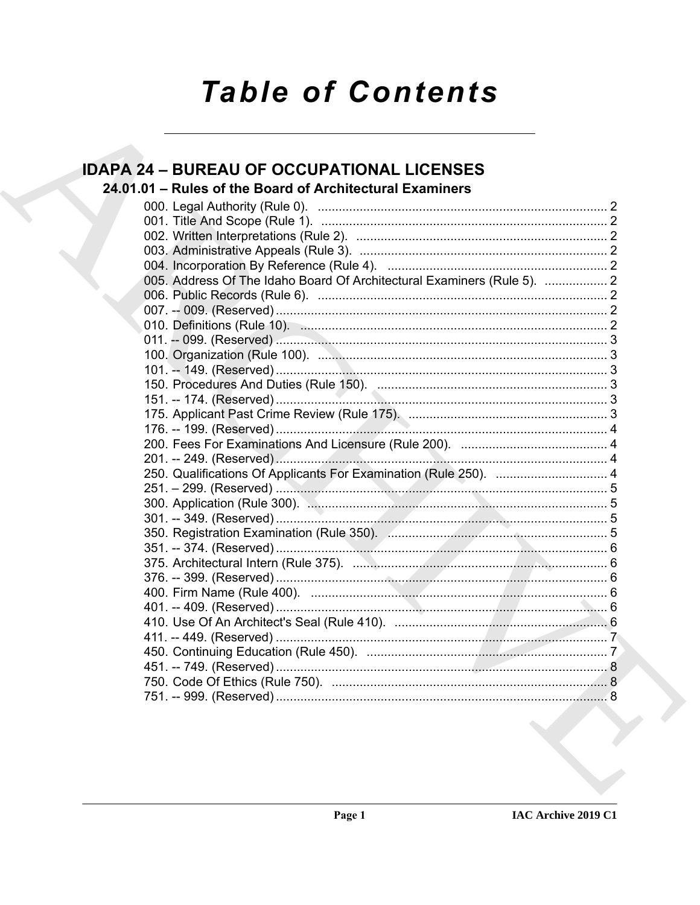# Table of Contents

## IDAPA 24 – BUREAU OF OCCUPATIONAL LICENSES

### 24.01.01 – Rules of the Board of Architectural Examiners

000. Legal Authority (Rule 0). .......... 2
001. Title And Scope (Rule 1). .......... 2
002. Written Interpretations (Rule 2). .......... 2
003. Administrative Appeals (Rule 3). .......... 2
004. Incorporation By Reference (Rule 4). .......... 2
005. Address Of The Idaho Board Of Architectural Examiners (Rule 5). .......... 2
006. Public Records (Rule 6). .......... 2
007. -- 009. (Reserved) .......... 2
010. Definitions (Rule 10). .......... 2
011. -- 099. (Reserved) .......... 3
100. Organization (Rule 100). .......... 3
101. -- 149. (Reserved) .......... 3
150. Procedures And Duties (Rule 150). .......... 3
151. -- 174. (Reserved) .......... 3
175. Applicant Past Crime Review (Rule 175). .......... 3
176. -- 199. (Reserved) .......... 4
200. Fees For Examinations And Licensure (Rule 200). .......... 4
201. -- 249. (Reserved) .......... 4
250. Qualifications Of Applicants For Examination (Rule 250). .......... 4
251. – 299. (Reserved) .......... 5
300. Application (Rule 300). .......... 5
301. -- 349. (Reserved) .......... 5
350. Registration Examination (Rule 350). .......... 5
351. -- 374. (Reserved) .......... 6
375. Architectural Intern (Rule 375). .......... 6
376. -- 399. (Reserved) .......... 6
400. Firm Name (Rule 400). .......... 6
401. -- 409. (Reserved) .......... 6
410. Use Of An Architect's Seal (Rule 410). .......... 6
411. -- 449. (Reserved) .......... 7
450. Continuing Education (Rule 450). .......... 7
451. -- 749. (Reserved) .......... 8
750. Code Of Ethics (Rule 750). .......... 8
751. -- 999. (Reserved) .......... 8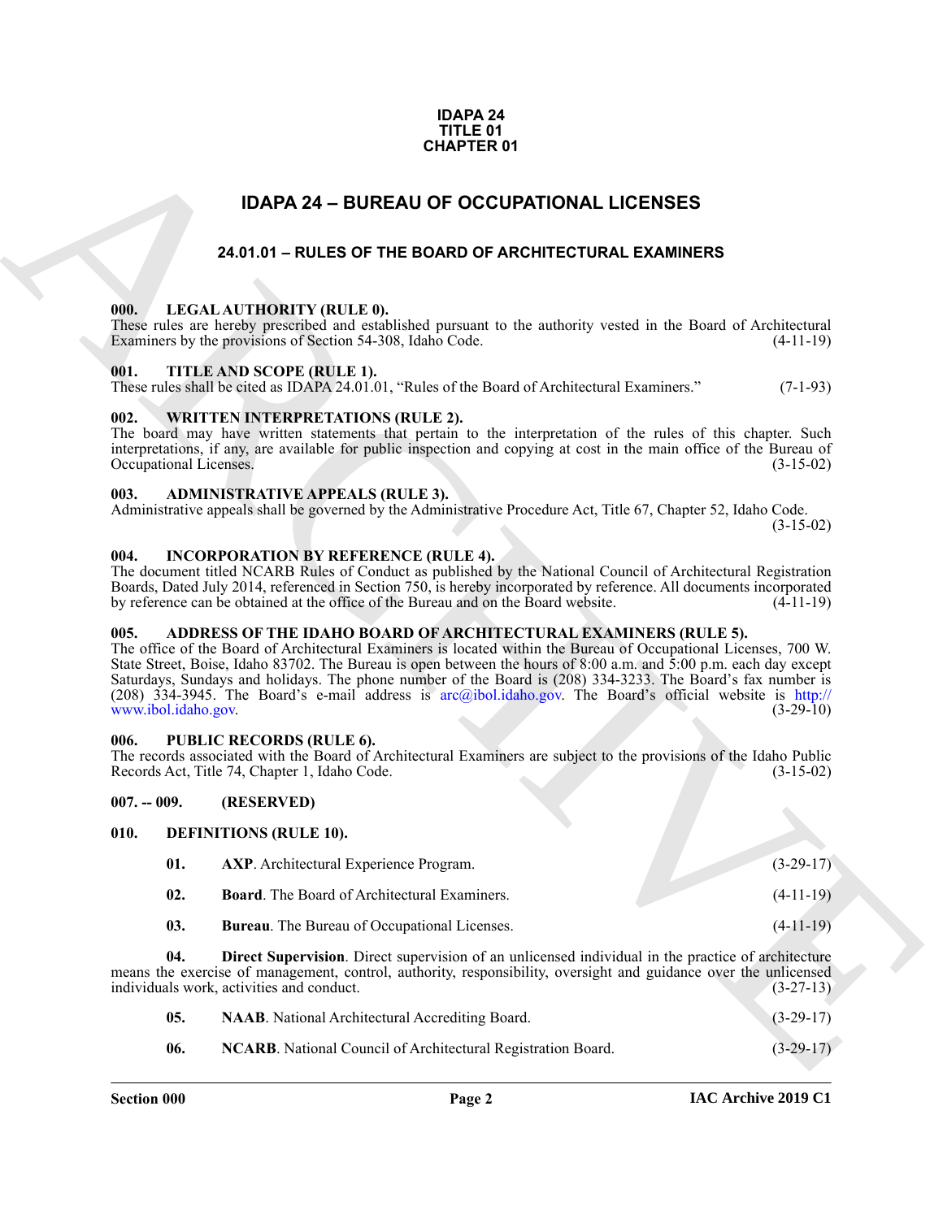**IDAPA 24**
**TITLE 01**
**CHAPTER 01**

# IDAPA 24 – BUREAU OF OCCUPATIONAL LICENSES

## 24.01.01 – RULES OF THE BOARD OF ARCHITECTURAL EXAMINERS

### 000. LEGAL AUTHORITY (RULE 0).

These rules are hereby prescribed and established pursuant to the authority vested in the Board of Architectural Examiners by the provisions of Section 54-308, Idaho Code. (4-11-19)

### 001. TITLE AND SCOPE (RULE 1).

These rules shall be cited as IDAPA 24.01.01, "Rules of the Board of Architectural Examiners." (7-1-93)

### 002. WRITTEN INTERPRETATIONS (RULE 2).

The board may have written statements that pertain to the interpretation of the rules of this chapter. Such interpretations, if any, are available for public inspection and copying at cost in the main office of the Bureau of Occupational Licenses. (3-15-02)

### 003. ADMINISTRATIVE APPEALS (RULE 3).

Administrative appeals shall be governed by the Administrative Procedure Act, Title 67, Chapter 52, Idaho Code. (3-15-02)

### 004. INCORPORATION BY REFERENCE (RULE 4).

The document titled NCARB Rules of Conduct as published by the National Council of Architectural Registration Boards, Dated July 2014, referenced in Section 750, is hereby incorporated by reference. All documents incorporated by reference can be obtained at the office of the Bureau and on the Board website. (4-11-19)

### 005. ADDRESS OF THE IDAHO BOARD OF ARCHITECTURAL EXAMINERS (RULE 5).

The office of the Board of Architectural Examiners is located within the Bureau of Occupational Licenses, 700 W. State Street, Boise, Idaho 83702. The Bureau is open between the hours of 8:00 a.m. and 5:00 p.m. each day except Saturdays, Sundays and holidays. The phone number of the Board is (208) 334-3233. The Board's fax number is (208) 334-3945. The Board's e-mail address is arc@ibol.idaho.gov. The Board's official website is http://www.ibol.idaho.gov. (3-29-10)

### 006. PUBLIC RECORDS (RULE 6).

The records associated with the Board of Architectural Examiners are subject to the provisions of the Idaho Public Records Act, Title 74, Chapter 1, Idaho Code. (3-15-02)

### 007. -- 009. (RESERVED)

### 010. DEFINITIONS (RULE 10).

**01. AXP**. Architectural Experience Program. (3-29-17)

**02. Board**. The Board of Architectural Examiners. (4-11-19)

**03. Bureau**. The Bureau of Occupational Licenses. (4-11-19)

**04. Direct Supervision**. Direct supervision of an unlicensed individual in the practice of architecture means the exercise of management, control, authority, responsibility, oversight and guidance over the unlicensed individuals work, activities and conduct. (3-27-13)

**05. NAAB**. National Architectural Accrediting Board. (3-29-17)

**06. NCARB**. National Council of Architectural Registration Board. (3-29-17)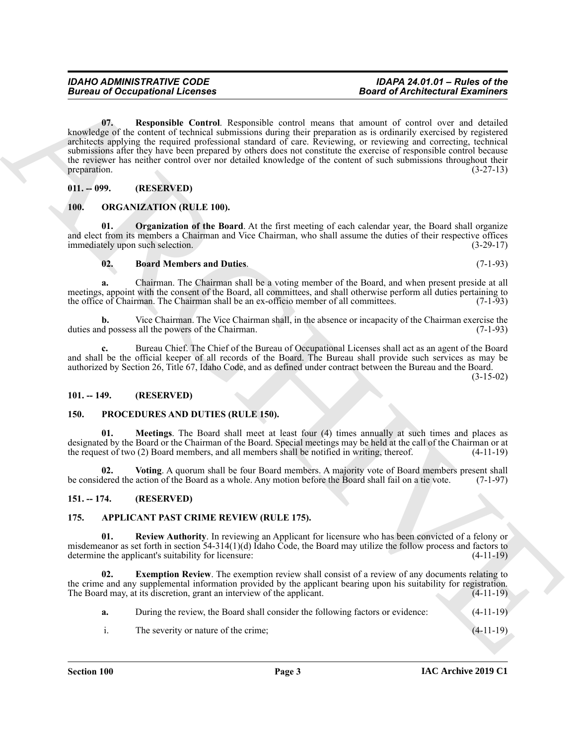**07. Responsible Control**. Responsible control means that amount of control over and detailed knowledge of the content of technical submissions during their preparation as is ordinarily exercised by registered architects applying the required professional standard of care. Reviewing, or reviewing and correcting, technical submissions after they have been prepared by others does not constitute the exercise of responsible control because the reviewer has neither control over nor detailed knowledge of the content of such submissions throughout their preparation. (3-27-13)

## 011. -- 099. (RESERVED)

## 100. ORGANIZATION (RULE 100).

**01. Organization of the Board**. At the first meeting of each calendar year, the Board shall organize and elect from its members a Chairman and Vice Chairman, who shall assume the duties of their respective offices immediately upon such selection. (3-29-17)

**02. Board Members and Duties**. (7-1-93)

**a.** Chairman. The Chairman shall be a voting member of the Board, and when present preside at all meetings, appoint with the consent of the Board, all committees, and shall otherwise perform all duties pertaining to the office of Chairman. The Chairman shall be an ex-officio member of all committees. (7-1-93)

**b.** Vice Chairman. The Vice Chairman shall, in the absence or incapacity of the Chairman exercise the duties and possess all the powers of the Chairman. (7-1-93)

**c.** Bureau Chief. The Chief of the Bureau of Occupational Licenses shall act as an agent of the Board and shall be the official keeper of all records of the Board. The Bureau shall provide such services as may be authorized by Section 26, Title 67, Idaho Code, and as defined under contract between the Bureau and the Board. (3-15-02)

## 101. -- 149. (RESERVED)

## 150. PROCEDURES AND DUTIES (RULE 150).

**01. Meetings**. The Board shall meet at least four (4) times annually at such times and places as designated by the Board or the Chairman of the Board. Special meetings may be held at the call of the Chairman or at the request of two (2) Board members, and all members shall be notified in writing, thereof. (4-11-19)

**02. Voting**. A quorum shall be four Board members. A majority vote of Board members present shall be considered the action of the Board as a whole. Any motion before the Board shall fail on a tie vote. (7-1-97)

## 151. -- 174. (RESERVED)

## 175. APPLICANT PAST CRIME REVIEW (RULE 175).

**01. Review Authority**. In reviewing an Applicant for licensure who has been convicted of a felony or misdemeanor as set forth in section 54-314(1)(d) Idaho Code, the Board may utilize the follow process and factors to determine the applicant's suitability for licensure: (4-11-19)

**02. Exemption Review**. The exemption review shall consist of a review of any documents relating to the crime and any supplemental information provided by the applicant bearing upon his suitability for registration. The Board may, at its discretion, grant an interview of the applicant. (4-11-19)

**a.** During the review, the Board shall consider the following factors or evidence: (4-11-19)

i. The severity or nature of the crime; (4-11-19)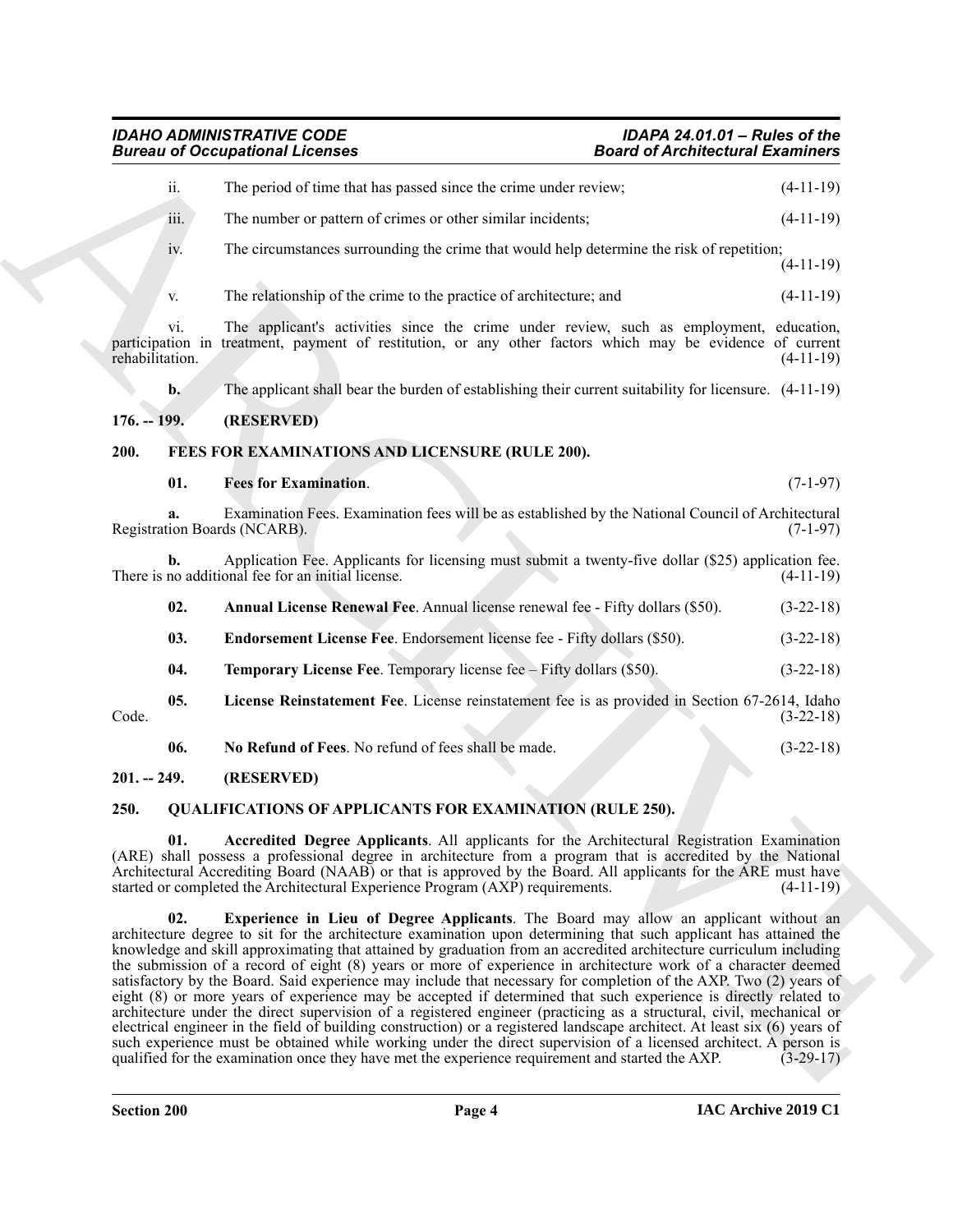ii. The period of time that has passed since the crime under review; (4-11-19)

iii. The number or pattern of crimes or other similar incidents; (4-11-19)

iv. The circumstances surrounding the crime that would help determine the risk of repetition; (4-11-19)

v. The relationship of the crime to the practice of architecture; and (4-11-19)

vi. The applicant's activities since the crime under review, such as employment, education, participation in treatment, payment of restitution, or any other factors which may be evidence of current rehabilitation. (4-11-19)

**b.** The applicant shall bear the burden of establishing their current suitability for licensure. (4-11-19)

## 176. -- 199. (RESERVED)

## 200. FEES FOR EXAMINATIONS AND LICENSURE (RULE 200).

**01. Fees for Examination**. (7-1-97)

**a.** Examination Fees. Examination fees will be as established by the National Council of Architectural Registration Boards (NCARB). (7-1-97)

**b.** Application Fee. Applicants for licensing must submit a twenty-five dollar ($25) application fee. There is no additional fee for an initial license. (4-11-19)

**02. Annual License Renewal Fee**. Annual license renewal fee - Fifty dollars ($50). (3-22-18)

**03. Endorsement License Fee**. Endorsement license fee - Fifty dollars ($50). (3-22-18)

**04. Temporary License Fee**. Temporary license fee – Fifty dollars ($50). (3-22-18)

**05. License Reinstatement Fee**. License reinstatement fee is as provided in Section 67-2614, Idaho Code. (3-22-18)

**06. No Refund of Fees**. No refund of fees shall be made. (3-22-18)

## 201. -- 249. (RESERVED)

## 250. QUALIFICATIONS OF APPLICANTS FOR EXAMINATION (RULE 250).

**01. Accredited Degree Applicants**. All applicants for the Architectural Registration Examination (ARE) shall possess a professional degree in architecture from a program that is accredited by the National Architectural Accrediting Board (NAAB) or that is approved by the Board. All applicants for the ARE must have started or completed the Architectural Experience Program (AXP) requirements. (4-11-19)

**02. Experience in Lieu of Degree Applicants**. The Board may allow an applicant without an architecture degree to sit for the architecture examination upon determining that such applicant has attained the knowledge and skill approximating that attained by graduation from an accredited architecture curriculum including the submission of a record of eight (8) years or more of experience in architecture work of a character deemed satisfactory by the Board. Said experience may include that necessary for completion of the AXP. Two (2) years of eight (8) or more years of experience may be accepted if determined that such experience is directly related to architecture under the direct supervision of a registered engineer (practicing as a structural, civil, mechanical or electrical engineer in the field of building construction) or a registered landscape architect. At least six (6) years of such experience must be obtained while working under the direct supervision of a licensed architect. A person is qualified for the examination once they have met the experience requirement and started the AXP. (3-29-17)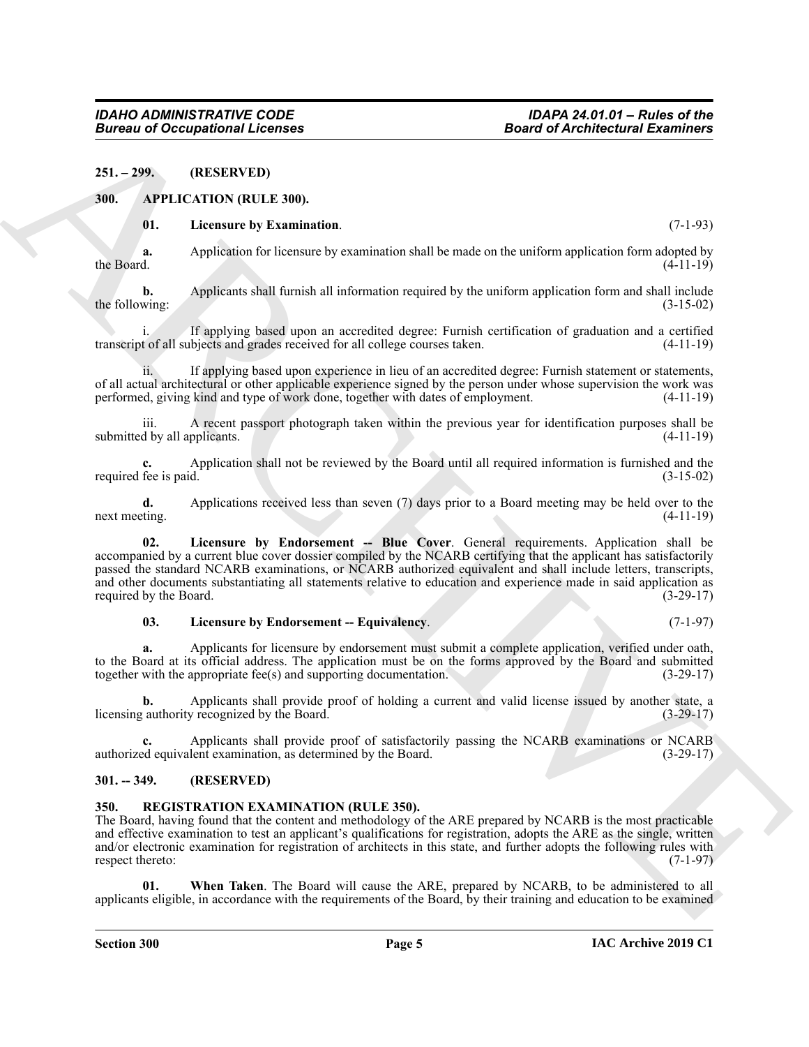**251. – 299. (RESERVED)**

**300. APPLICATION (RULE 300).**

**01. Licensure by Examination**. (7-1-93)

**a.** Application for licensure by examination shall be made on the uniform application form adopted by the Board. (4-11-19)

**b.** Applicants shall furnish all information required by the uniform application form and shall include the following: (3-15-02)

i. If applying based upon an accredited degree: Furnish certification of graduation and a certified transcript of all subjects and grades received for all college courses taken. (4-11-19)

ii. If applying based upon experience in lieu of an accredited degree: Furnish statement or statements, of all actual architectural or other applicable experience signed by the person under whose supervision the work was performed, giving kind and type of work done, together with dates of employment. (4-11-19)

iii. A recent passport photograph taken within the previous year for identification purposes shall be submitted by all applicants. (4-11-19)

**c.** Application shall not be reviewed by the Board until all required information is furnished and the required fee is paid. (3-15-02)

**d.** Applications received less than seven (7) days prior to a Board meeting may be held over to the next meeting. (4-11-19)

**02. Licensure by Endorsement -- Blue Cover**. General requirements. Application shall be accompanied by a current blue cover dossier compiled by the NCARB certifying that the applicant has satisfactorily passed the standard NCARB examinations, or NCARB authorized equivalent and shall include letters, transcripts, and other documents substantiating all statements relative to education and experience made in said application as required by the Board. (3-29-17)

**03. Licensure by Endorsement -- Equivalency**. (7-1-97)

**a.** Applicants for licensure by endorsement must submit a complete application, verified under oath, to the Board at its official address. The application must be on the forms approved by the Board and submitted together with the appropriate fee(s) and supporting documentation. (3-29-17)

**b.** Applicants shall provide proof of holding a current and valid license issued by another state, a licensing authority recognized by the Board. (3-29-17)

**c.** Applicants shall provide proof of satisfactorily passing the NCARB examinations or NCARB authorized equivalent examination, as determined by the Board. (3-29-17)

**301. -- 349. (RESERVED)**

**350. REGISTRATION EXAMINATION (RULE 350).**

The Board, having found that the content and methodology of the ARE prepared by NCARB is the most practicable and effective examination to test an applicant's qualifications for registration, adopts the ARE as the single, written and/or electronic examination for registration of architects in this state, and further adopts the following rules with respect thereto: (7-1-97)

**01. When Taken**. The Board will cause the ARE, prepared by NCARB, to be administered to all applicants eligible, in accordance with the requirements of the Board, by their training and education to be examined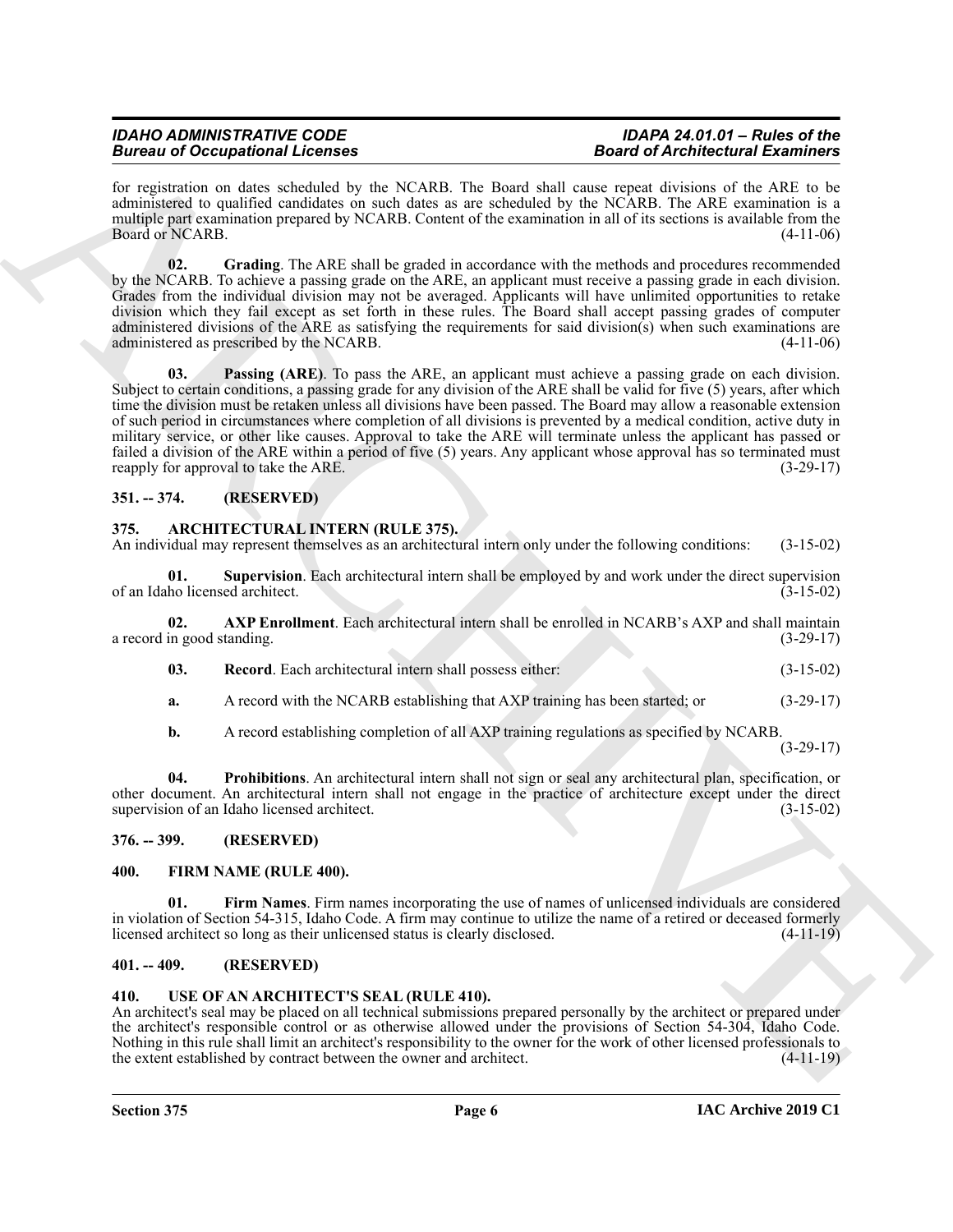for registration on dates scheduled by the NCARB. The Board shall cause repeat divisions of the ARE to be administered to qualified candidates on such dates as are scheduled by the NCARB. The ARE examination is a multiple part examination prepared by NCARB. Content of the examination in all of its sections is available from the Board or NCARB. (4-11-06)

**02. Grading**. The ARE shall be graded in accordance with the methods and procedures recommended by the NCARB. To achieve a passing grade on the ARE, an applicant must receive a passing grade in each division. Grades from the individual division may not be averaged. Applicants will have unlimited opportunities to retake division which they fail except as set forth in these rules. The Board shall accept passing grades of computer administered divisions of the ARE as satisfying the requirements for said division(s) when such examinations are administered as prescribed by the NCARB. (4-11-06)

**03. Passing (ARE)**. To pass the ARE, an applicant must achieve a passing grade on each division. Subject to certain conditions, a passing grade for any division of the ARE shall be valid for five (5) years, after which time the division must be retaken unless all divisions have been passed. The Board may allow a reasonable extension of such period in circumstances where completion of all divisions is prevented by a medical condition, active duty in military service, or other like causes. Approval to take the ARE will terminate unless the applicant has passed or failed a division of the ARE within a period of five (5) years. Any applicant whose approval has so terminated must reapply for approval to take the ARE. (3-29-17)

## 351. -- 374. (RESERVED)

## 375. ARCHITECTURAL INTERN (RULE 375).

An individual may represent themselves as an architectural intern only under the following conditions: (3-15-02)

**01. Supervision**. Each architectural intern shall be employed by and work under the direct supervision of an Idaho licensed architect. (3-15-02)

**02. AXP Enrollment**. Each architectural intern shall be enrolled in NCARB's AXP and shall maintain a record in good standing. (3-29-17)

**03. Record**. Each architectural intern shall possess either: (3-15-02)

**a.** A record with the NCARB establishing that AXP training has been started; or (3-29-17)

**b.** A record establishing completion of all AXP training regulations as specified by NCARB. (3-29-17)

**04. Prohibitions**. An architectural intern shall not sign or seal any architectural plan, specification, or other document. An architectural intern shall not engage in the practice of architecture except under the direct supervision of an Idaho licensed architect. (3-15-02)

## 376. -- 399. (RESERVED)

## 400. FIRM NAME (RULE 400).

**01. Firm Names**. Firm names incorporating the use of names of unlicensed individuals are considered in violation of Section 54-315, Idaho Code. A firm may continue to utilize the name of a retired or deceased formerly licensed architect so long as their unlicensed status is clearly disclosed. (4-11-19)

## 401. -- 409. (RESERVED)

## 410. USE OF AN ARCHITECT'S SEAL (RULE 410).

An architect's seal may be placed on all technical submissions prepared personally by the architect or prepared under the architect's responsible control or as otherwise allowed under the provisions of Section 54-304, Idaho Code. Nothing in this rule shall limit an architect's responsibility to the owner for the work of other licensed professionals to the extent established by contract between the owner and architect. (4-11-19)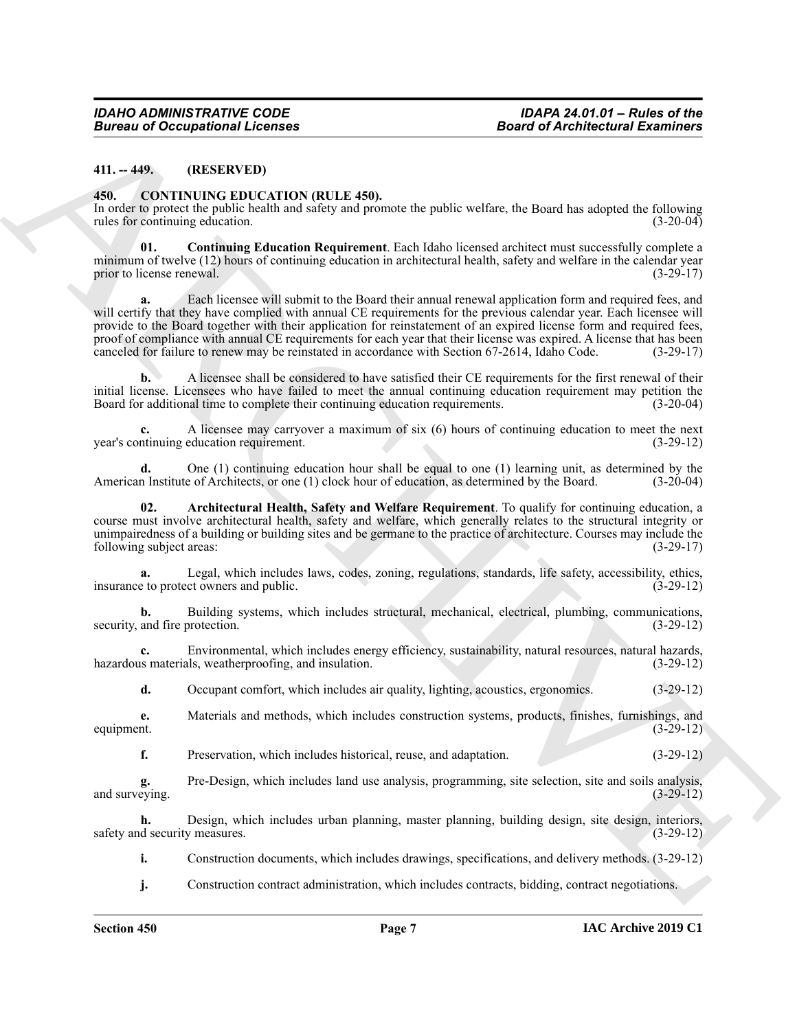**411. -- 449. (RESERVED)**

**450. CONTINUING EDUCATION (RULE 450).**

In order to protect the public health and safety and promote the public welfare, the Board has adopted the following rules for continuing education. (3-20-04)

**01. Continuing Education Requirement**. Each Idaho licensed architect must successfully complete a minimum of twelve (12) hours of continuing education in architectural health, safety and welfare in the calendar year prior to license renewal. (3-29-17)

**a.** Each licensee will submit to the Board their annual renewal application form and required fees, and will certify that they have complied with annual CE requirements for the previous calendar year. Each licensee will provide to the Board together with their application for reinstatement of an expired license form and required fees, proof of compliance with annual CE requirements for each year that their license was expired. A license that has been canceled for failure to renew may be reinstated in accordance with Section 67-2614, Idaho Code. (3-29-17)

**b.** A licensee shall be considered to have satisfied their CE requirements for the first renewal of their initial license. Licensees who have failed to meet the annual continuing education requirement may petition the Board for additional time to complete their continuing education requirements. (3-20-04)

**c.** A licensee may carryover a maximum of six (6) hours of continuing education to meet the next year's continuing education requirement. (3-29-12)

**d.** One (1) continuing education hour shall be equal to one (1) learning unit, as determined by the American Institute of Architects, or one (1) clock hour of education, as determined by the Board. (3-20-04)

**02. Architectural Health, Safety and Welfare Requirement**. To qualify for continuing education, a course must involve architectural health, safety and welfare, which generally relates to the structural integrity or unimpairedness of a building or building sites and be germane to the practice of architecture. Courses may include the following subject areas: (3-29-17)

**a.** Legal, which includes laws, codes, zoning, regulations, standards, life safety, accessibility, ethics, insurance to protect owners and public. (3-29-12)

**b.** Building systems, which includes structural, mechanical, electrical, plumbing, communications, security, and fire protection. (3-29-12)

**c.** Environmental, which includes energy efficiency, sustainability, natural resources, natural hazards, hazardous materials, weatherproofing, and insulation. (3-29-12)

**d.** Occupant comfort, which includes air quality, lighting, acoustics, ergonomics. (3-29-12)

**e.** Materials and methods, which includes construction systems, products, finishes, furnishings, and equipment. (3-29-12)

**f.** Preservation, which includes historical, reuse, and adaptation. (3-29-12)

**g.** Pre-Design, which includes land use analysis, programming, site selection, site and soils analysis, and surveying. (3-29-12)

**h.** Design, which includes urban planning, master planning, building design, site design, interiors, safety and security measures. (3-29-12)

**i.** Construction documents, which includes drawings, specifications, and delivery methods. (3-29-12)

**j.** Construction contract administration, which includes contracts, bidding, contract negotiations.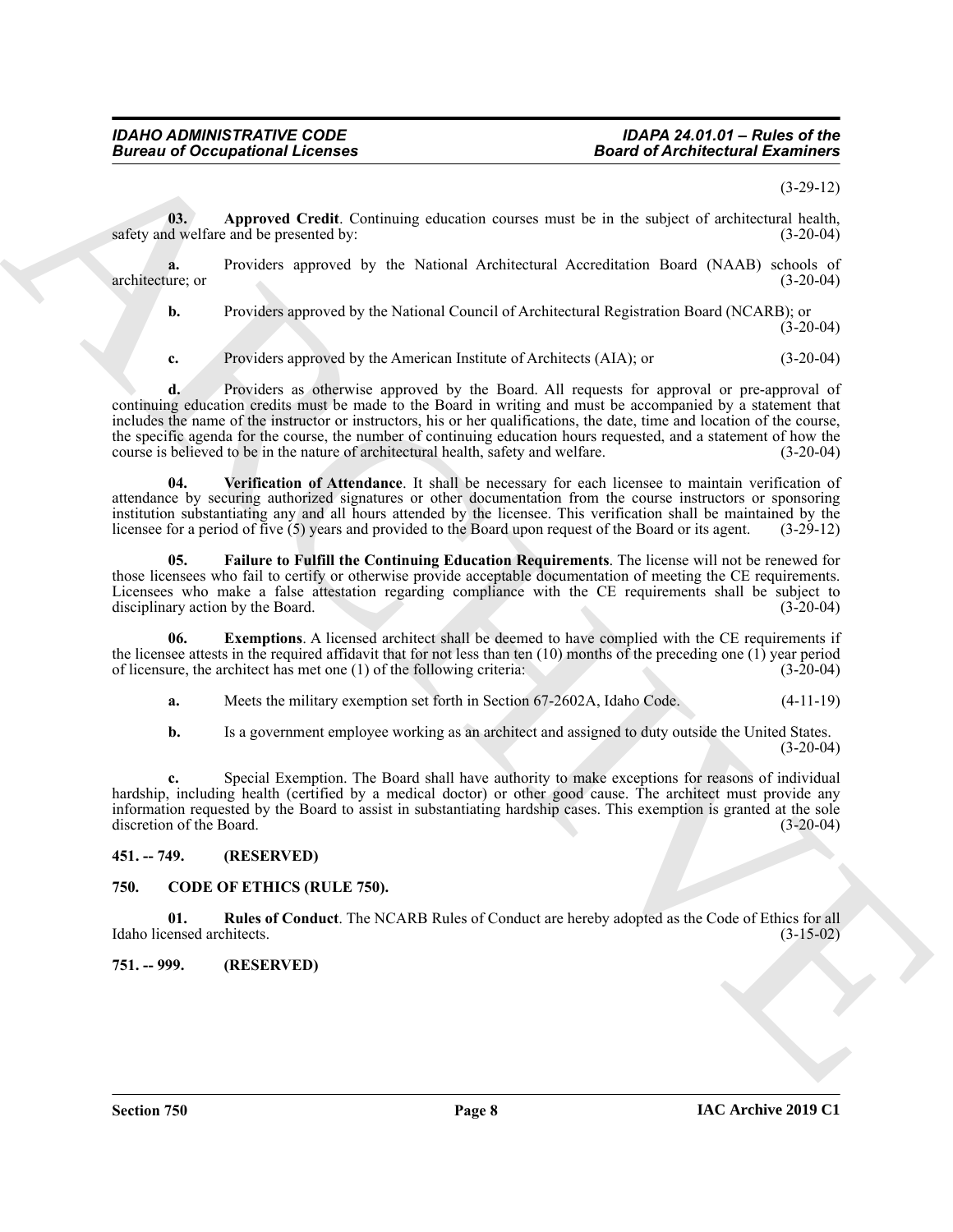(3-29-12)

**03. Approved Credit**. Continuing education courses must be in the subject of architectural health, safety and welfare and be presented by: (3-20-04)

**a.** Providers approved by the National Architectural Accreditation Board (NAAB) schools of architecture; or (3-20-04)

**b.** Providers approved by the National Council of Architectural Registration Board (NCARB); or (3-20-04)

**c.** Providers approved by the American Institute of Architects (AIA); or (3-20-04)

**d.** Providers as otherwise approved by the Board. All requests for approval or pre-approval of continuing education credits must be made to the Board in writing and must be accompanied by a statement that includes the name of the instructor or instructors, his or her qualifications, the date, time and location of the course, the specific agenda for the course, the number of continuing education hours requested, and a statement of how the course is believed to be in the nature of architectural health, safety and welfare. (3-20-04)

**04. Verification of Attendance**. It shall be necessary for each licensee to maintain verification of attendance by securing authorized signatures or other documentation from the course instructors or sponsoring institution substantiating any and all hours attended by the licensee. This verification shall be maintained by the licensee for a period of five (5) years and provided to the Board upon request of the Board or its agent. (3-29-12)

**05. Failure to Fulfill the Continuing Education Requirements**. The license will not be renewed for those licensees who fail to certify or otherwise provide acceptable documentation of meeting the CE requirements. Licensees who make a false attestation regarding compliance with the CE requirements shall be subject to disciplinary action by the Board. (3-20-04)

**06. Exemptions**. A licensed architect shall be deemed to have complied with the CE requirements if the licensee attests in the required affidavit that for not less than ten (10) months of the preceding one (1) year period of licensure, the architect has met one (1) of the following criteria: (3-20-04)

**a.** Meets the military exemption set forth in Section 67-2602A, Idaho Code. (4-11-19)

**b.** Is a government employee working as an architect and assigned to duty outside the United States. (3-20-04)

**c.** Special Exemption. The Board shall have authority to make exceptions for reasons of individual hardship, including health (certified by a medical doctor) or other good cause. The architect must provide any information requested by the Board to assist in substantiating hardship cases. This exemption is granted at the sole discretion of the Board. (3-20-04)

## 451. -- 749. (RESERVED)

## 750. CODE OF ETHICS (RULE 750).

**01. Rules of Conduct**. The NCARB Rules of Conduct are hereby adopted as the Code of Ethics for all Idaho licensed architects. (3-15-02)

## 751. -- 999. (RESERVED)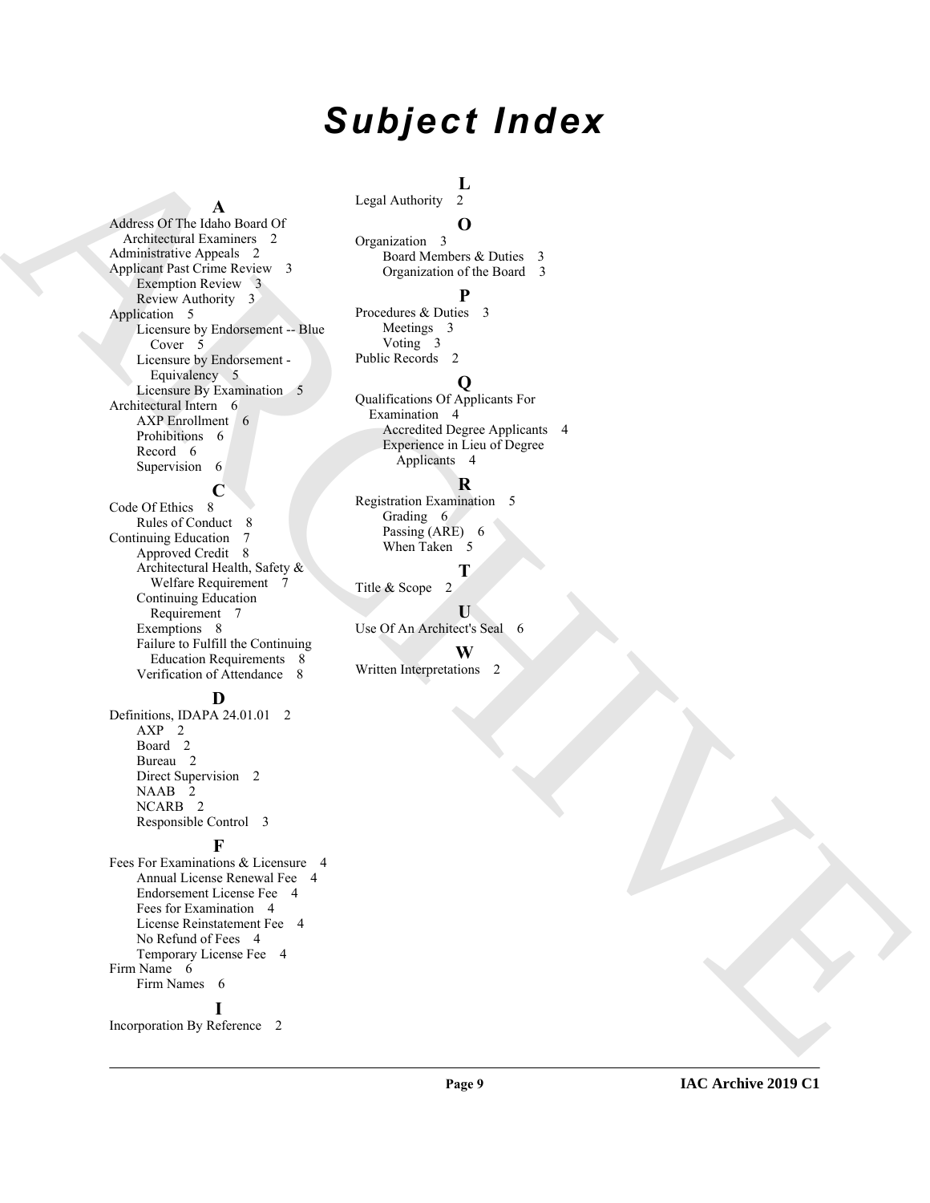# Subject Index

**A**

Address Of The Idaho Board Of Architectural Examiners 2
Administrative Appeals 2
Applicant Past Crime Review 3
- Exemption Review 3
- Review Authority 3

Application 5
- Licensure by Endorsement -- Blue Cover 5
- Licensure by Endorsement - Equivalency 5
- Licensure By Examination 5

Architectural Intern 6
- AXP Enrollment 6
- Prohibitions 6
- Record 6
- Supervision 6

**C**

Code Of Ethics 8
- Rules of Conduct 8

Continuing Education 7
- Approved Credit 8
- Architectural Health, Safety & Welfare Requirement 7
- Continuing Education Requirement 7
- Exemptions 8
- Failure to Fulfill the Continuing Education Requirements 8
- Verification of Attendance 8

**D**

Definitions, IDAPA 24.01.01 2
- AXP 2
- Board 2
- Bureau 2
- Direct Supervision 2
- NAAB 2
- NCARB 2
- Responsible Control 3

**F**

Fees For Examinations & Licensure 4
- Annual License Renewal Fee 4
- Endorsement License Fee 4
- Fees for Examination 4
- License Reinstatement Fee 4
- No Refund of Fees 4
- Temporary License Fee 4

Firm Name 6
- Firm Names 6

**I**

Incorporation By Reference 2

**L**

Legal Authority 2

**O**

Organization 3
- Board Members & Duties 3
- Organization of the Board 3

**P**

Procedures & Duties 3
- Meetings 3
- Voting 3

Public Records 2

**Q**

Qualifications Of Applicants For Examination 4
- Accredited Degree Applicants 4
- Experience in Lieu of Degree Applicants 4

**R**

Registration Examination 5
- Grading 6
- Passing (ARE) 6
- When Taken 5

**T**

Title & Scope 2

**U**

Use Of An Architect's Seal 6

**W**

Written Interpretations 2